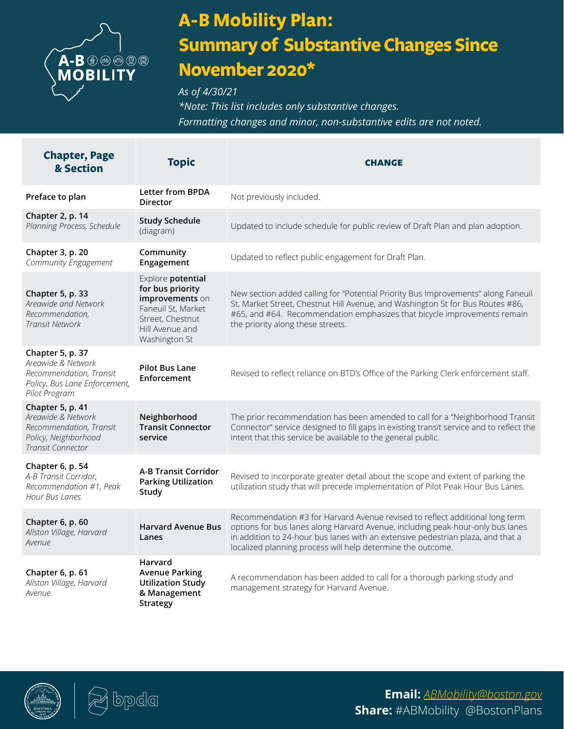# A-B Mobility Plan: Summary of Substantive Changes Since November 2020*

*As of 4/30/21*

*\*Note: This list includes only substantive changes. Formatting changes and minor, non-substantive edits are not noted.*

| Chapter, Page & Section | Topic | CHANGE |
|---|---|---|
| **Preface to plan** | **Letter from BPDA Director** | Not previously included. |
| **Chapter 2, p. 14** *Planning Process, Schedule* | **Study Schedule** (diagram) | Updated to include schedule for public review of Draft Plan and plan adoption. |
| **Chapter 3, p. 20** *Community Engagement* | **Community Engagement** | Updated to reflect public engagement for Draft Plan. |
| **Chapter 5, p. 33** *Areawide and Network Recommendation, Transit Network* | Explore **potential for bus priority improvements** on Faneuil St, Market Street, Chestnut Hill Avenue and Washington St | New section added calling for "Potential Priority Bus Improvements" along Faneuil St, Market Street, Chestnut Hill Avenue, and Washington St for Bus Routes #86, #65, and #64. Recommendation emphasizes that bicycle improvements remain the priority along these streets. |
| **Chapter 5, p. 37** *Areawide & Network Recommendation, Transit Policy, Bus Lane Enforcement, Pilot Program* | **Pilot Bus Lane Enforcement** | Revised to reflect reliance on BTD's Office of the Parking Clerk enforcement staff. |
| **Chapter 5, p. 41** *Areawide & Network Recommendation, Transit Policy, Neighborhood Transit Connector* | **Neighborhood Transit Connector service** | The prior recommendation has been amended to call for a "Neighborhood Transit Connector" service designed to fill gaps in existing transit service and to reflect the intent that this service be available to the general public. |
| **Chapter 6, p. 54** *A-B Transit Corridor, Recommendation #1, Peak Hour Bus Lanes* | **A-B Transit Corridor Parking Utilization Study** | Revised to incorporate greater detail about the scope and extent of parking the utilization study that will precede implementation of Pilot Peak Hour Bus Lanes. |
| **Chapter 6, p. 60** *Allston Village, Harvard Avenue* | **Harvard Avenue Bus Lanes** | Recommendation #3 for Harvard Avenue revised to reflect additional long term options for bus lanes along Harvard Avenue, including peak-hour-only bus lanes in addition to 24-hour bus lanes with an extensive pedestrian plaza, and that a localized planning process will help determine the outcome. |
| **Chapter 6, p. 61** *Allston Village, Harvard Avenue* | **Harvard Avenue Parking Utilization Study & Management Strategy** | A recommendation has been added to call for a thorough parking study and management strategy for Harvard Avenue. |

**Email:** ABMobility@boston.gov
**Share:** #ABMobility @BostonPlans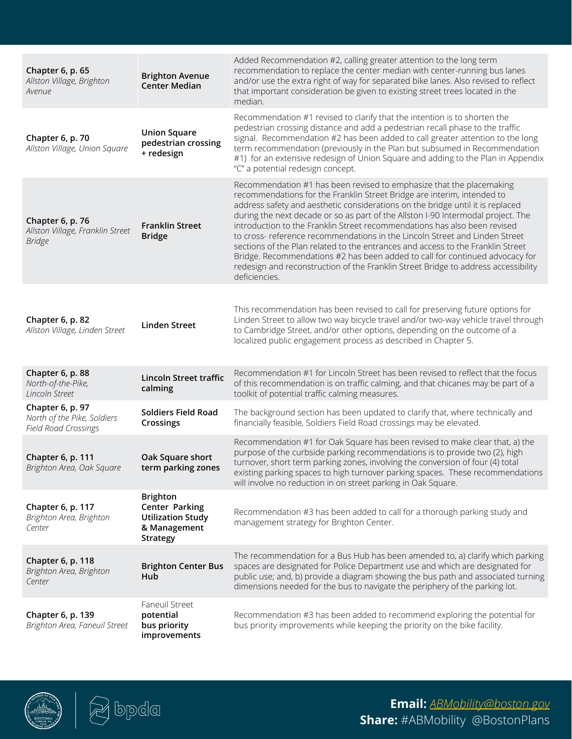| | | |
|---|---|---|
| **Chapter 6, p. 65** *Allston Village, Brighton Avenue* | **Brighton Avenue Center Median** | Added Recommendation #2, calling greater attention to the long term recommendation to replace the center median with center-running bus lanes and/or use the extra right of way for separated bike lanes. Also revised to reflect that important consideration be given to existing street trees located in the median. |
| **Chapter 6, p. 70** *Allston Village, Union Square* | **Union Square pedestrian crossing + redesign** | Recommendation #1 revised to clarify that the intention is to shorten the pedestrian crossing distance and add a pedestrian recall phase to the traffic signal. Recommendation #2 has been added to call greater attention to the long term recommendation (previously in the Plan but subsumed in Recommendation #1) for an extensive redesign of Union Square and adding to the Plan in Appendix "C" a potential redesign concept. |
| **Chapter 6, p. 76** *Allston Village, Franklin Street Bridge* | **Franklin Street Bridge** | Recommendation #1 has been revised to emphasize that the placemaking recommendations for the Franklin Street Bridge are interim, intended to address safety and aesthetic considerations on the bridge until it is replaced during the next decade or so as part of the Allston I-90 Intermodal project. The introduction to the Franklin Street recommendations has also been revised to cross- reference recommendations in the Lincoln Street and Linden Street sections of the Plan related to the entrances and access to the Franklin Street Bridge. Recommendations #2 has been added to call for continued advocacy for redesign and reconstruction of the Franklin Street Bridge to address accessibility deficiencies. |
| **Chapter 6, p. 82** *Allston Village, Linden Street* | **Linden Street** | This recommendation has been revised to call for preserving future options for Linden Street to allow two way bicycle travel and/or two-way vehicle travel through to Cambridge Street, and/or other options, depending on the outcome of a localized public engagement process as described in Chapter 5. |
| **Chapter 6, p. 88** *North-of-the-Pike, Lincoln Street* | **Lincoln Street traffic calming** | Recommendation #1 for Lincoln Street has been revised to reflect that the focus of this recommendation is on traffic calming, and that chicanes may be part of a toolkit of potential traffic calming measures. |
| **Chapter 6, p. 97** *North of the Pike, Soldiers Field Road Crossings* | **Soldiers Field Road Crossings** | The background section has been updated to clarify that, where technically and financially feasible, Soldiers Field Road crossings may be elevated. |
| **Chapter 6, p. 111** *Brighton Area, Oak Square* | **Oak Square short term parking zones** | Recommendation #1 for Oak Square has been revised to make clear that, a) the purpose of the curbside parking recommendations is to provide two (2), high turnover, short term parking zones, involving the conversion of four (4) total existing parking spaces to high turnover parking spaces. These recommendations will involve no reduction in on street parking in Oak Square. |
| **Chapter 6, p. 117** *Brighton Area, Brighton Center* | **Brighton Center Parking Utilization Study & Management Strategy** | Recommendation #3 has been added to call for a thorough parking study and management strategy for Brighton Center. |
| **Chapter 6, p. 118** *Brighton Area, Brighton Center* | **Brighton Center Bus Hub** | The recommendation for a Bus Hub has been amended to, a) clarify which parking spaces are designated for Police Department use and which are designated for public use; and, b) provide a diagram showing the bus path and associated turning dimensions needed for the bus to navigate the periphery of the parking lot. |
| **Chapter 6, p. 139** *Brighton Area, Faneuil Street* | Faneuil Street **potential bus priority improvements** | Recommendation #3 has been added to recommend exploring the potential for bus priority improvements while keeping the priority on the bike facility. |

**Email:** *ABMobility@boston.gov*
**Share:** #ABMobility @BostonPlans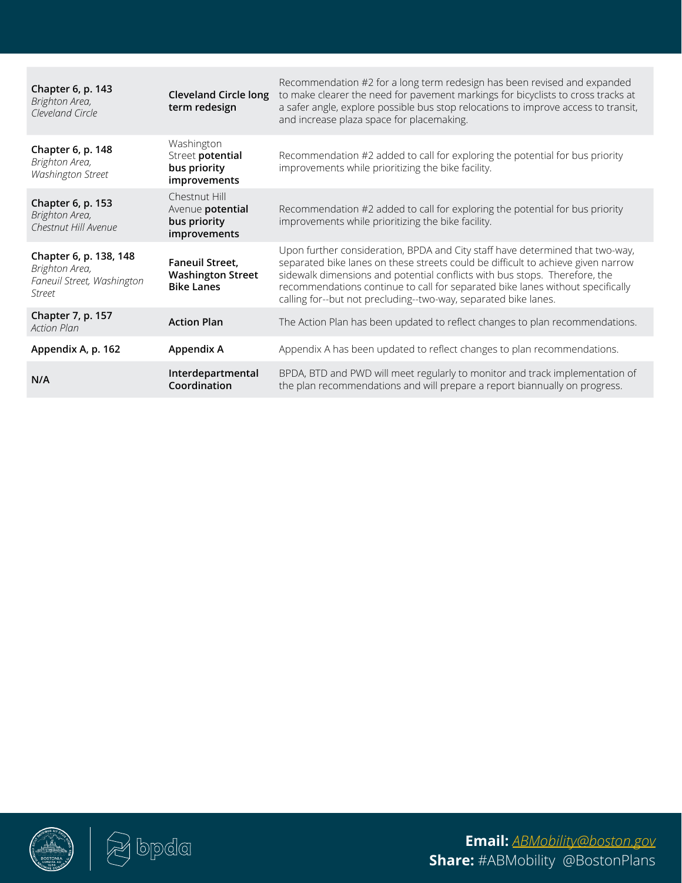| | | |
|---|---|---|
| **Chapter 6, p. 143** *Brighton Area, Cleveland Circle* | **Cleveland Circle long term redesign** | Recommendation #2 for a long term redesign has been revised and expanded to make clearer the need for pavement markings for bicyclists to cross tracks at a safer angle, explore possible bus stop relocations to improve access to transit, and increase plaza space for placemaking. |
| **Chapter 6, p. 148** *Brighton Area, Washington Street* | Washington Street **potential bus priority improvements** | Recommendation #2 added to call for exploring the potential for bus priority improvements while prioritizing the bike facility. |
| **Chapter 6, p. 153** *Brighton Area, Chestnut Hill Avenue* | Chestnut Hill Avenue **potential bus priority improvements** | Recommendation #2 added to call for exploring the potential for bus priority improvements while prioritizing the bike facility. |
| **Chapter 6, p. 138, 148** *Brighton Area, Faneuil Street, Washington Street* | **Faneuil Street, Washington Street Bike Lanes** | Upon further consideration, BPDA and City staff have determined that two-way, separated bike lanes on these streets could be difficult to achieve given narrow sidewalk dimensions and potential conflicts with bus stops. Therefore, the recommendations continue to call for separated bike lanes without specifically calling for--but not precluding--two-way, separated bike lanes. |
| **Chapter 7, p. 157** *Action Plan* | **Action Plan** | The Action Plan has been updated to reflect changes to plan recommendations. |
| **Appendix A, p. 162** | **Appendix A** | Appendix A has been updated to reflect changes to plan recommendations. |
| **N/A** | **Interdepartmental Coordination** | BPDA, BTD and PWD will meet regularly to monitor and track implementation of the plan recommendations and will prepare a report biannually on progress. |

**Email:** *ABMobility@boston.gov*
**Share:** #ABMobility @BostonPlans